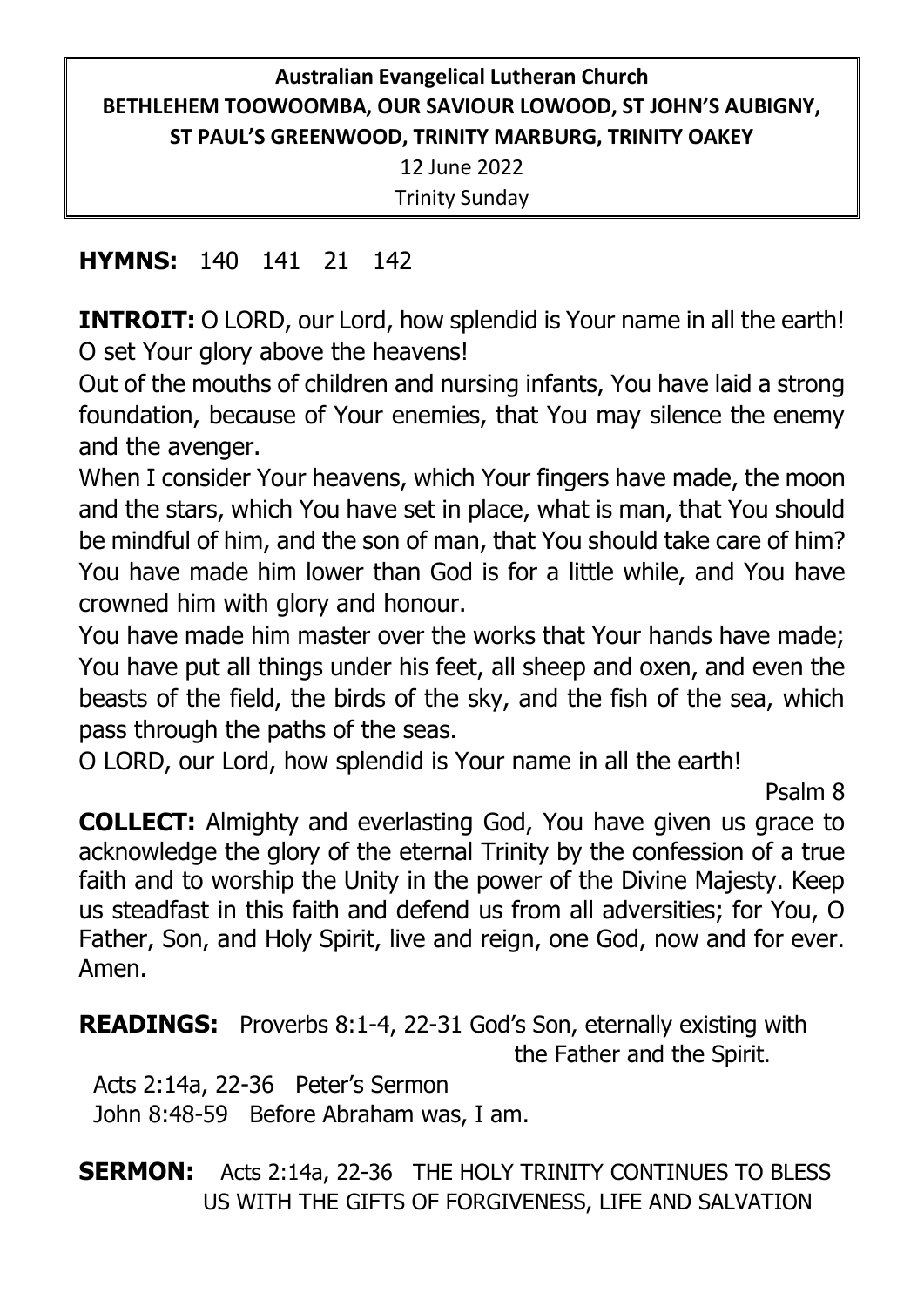**Australian Evangelical Lutheran Church**
**BETHLEHEM TOOWOOMBA, OUR SAVIOUR LOWOOD, ST JOHN'S AUBIGNY, ST PAUL'S GREENWOOD, TRINITY MARBURG, TRINITY OAKEY**
12 June 2022
Trinity Sunday

**HYMNS:** 140 141 21 142

**INTROIT:** O LORD, our Lord, how splendid is Your name in all the earth! O set Your glory above the heavens!
Out of the mouths of children and nursing infants, You have laid a strong foundation, because of Your enemies, that You may silence the enemy and the avenger.
When I consider Your heavens, which Your fingers have made, the moon and the stars, which You have set in place, what is man, that You should be mindful of him, and the son of man, that You should take care of him? You have made him lower than God is for a little while, and You have crowned him with glory and honour.
You have made him master over the works that Your hands have made; You have put all things under his feet, all sheep and oxen, and even the beasts of the field, the birds of the sky, and the fish of the sea, which pass through the paths of the seas.
O LORD, our Lord, how splendid is Your name in all the earth!

Psalm 8

**COLLECT:** Almighty and everlasting God, You have given us grace to acknowledge the glory of the eternal Trinity by the confession of a true faith and to worship the Unity in the power of the Divine Majesty. Keep us steadfast in this faith and defend us from all adversities; for You, O Father, Son, and Holy Spirit, live and reign, one God, now and for ever. Amen.

**READINGS:** Proverbs 8:1-4, 22-31 God's Son, eternally existing with the Father and the Spirit.
Acts 2:14a, 22-36 Peter's Sermon
John 8:48-59 Before Abraham was, I am.

**SERMON:** Acts 2:14a, 22-36 THE HOLY TRINITY CONTINUES TO BLESS US WITH THE GIFTS OF FORGIVENESS, LIFE AND SALVATION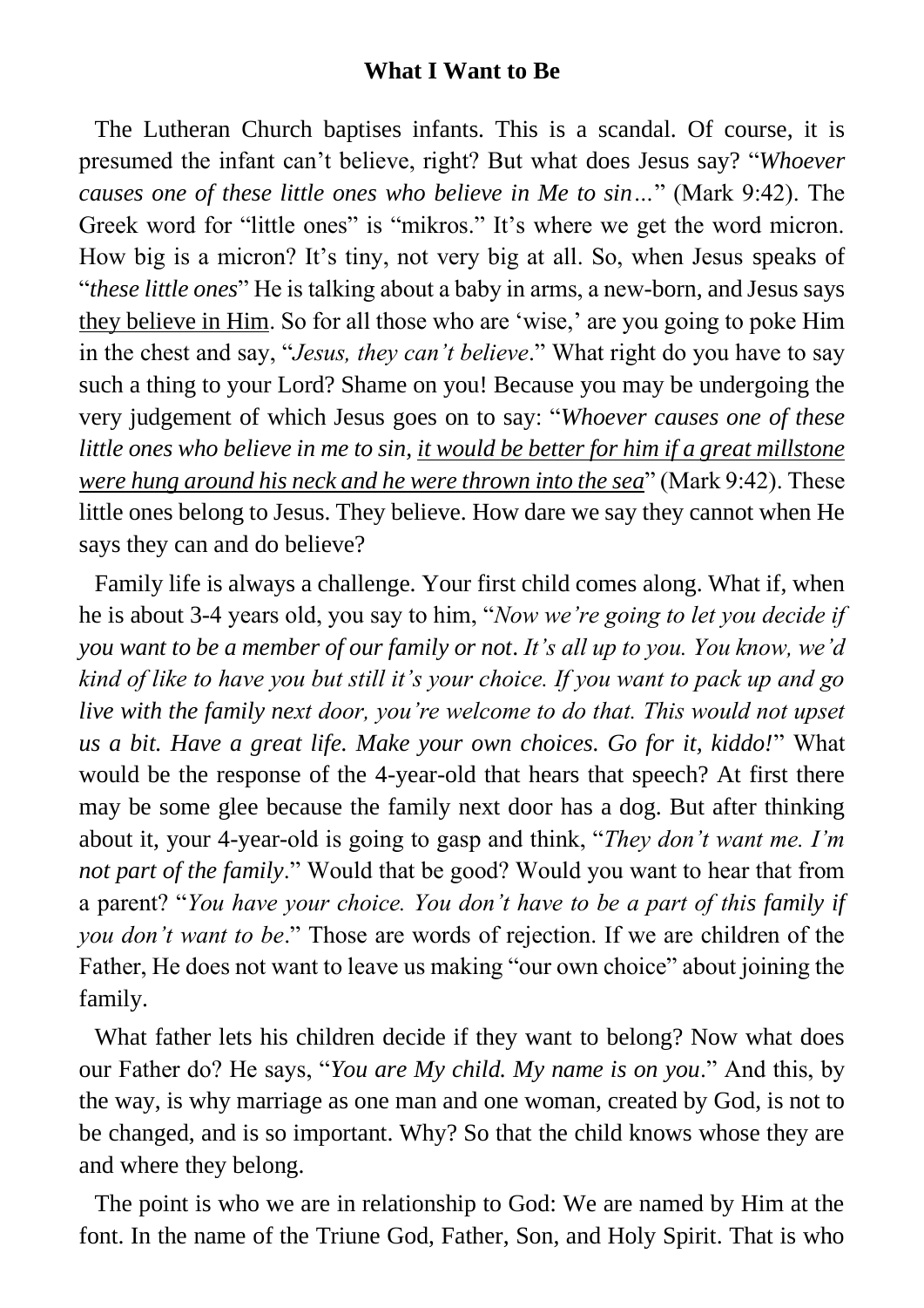**What I Want to Be**

The Lutheran Church baptises infants. This is a scandal. Of course, it is presumed the infant can't believe, right? But what does Jesus say? "*Whoever causes one of these little ones who believe in Me to sin…*" (Mark 9:42). The Greek word for "little ones" is "mikros." It's where we get the word micron. How big is a micron? It's tiny, not very big at all. So, when Jesus speaks of "*these little ones*" He is talking about a baby in arms, a new-born, and Jesus says <u>they believe in Him</u>. So for all those who are 'wise,' are you going to poke Him in the chest and say, "*Jesus, they can't believe*." What right do you have to say such a thing to your Lord? Shame on you! Because you may be undergoing the very judgement of which Jesus goes on to say: "*Whoever causes one of these little ones who believe in me to sin, <u>it would be better for him if a great millstone were hung around his neck and he were thrown into the sea</u>*" (Mark 9:42). These little ones belong to Jesus. They believe. How dare we say they cannot when He says they can and do believe?

Family life is always a challenge. Your first child comes along. What if, when he is about 3-4 years old, you say to him, "*Now we're going to let you decide if you want to be a member of our family or not. It's all up to you. You know, we'd kind of like to have you but still it's your choice. If you want to pack up and go live with the family next door, you're welcome to do that. This would not upset us a bit. Have a great life. Make your own choices. Go for it, kiddo!*" What would be the response of the 4-year-old that hears that speech? At first there may be some glee because the family next door has a dog. But after thinking about it, your 4-year-old is going to gasp and think, "*They don't want me. I'm not part of the family*." Would that be good? Would you want to hear that from a parent? "*You have your choice. You don't have to be a part of this family if you don't want to be*." Those are words of rejection. If we are children of the Father, He does not want to leave us making "our own choice" about joining the family.

What father lets his children decide if they want to belong? Now what does our Father do? He says, "*You are My child. My name is on you*." And this, by the way, is why marriage as one man and one woman, created by God, is not to be changed, and is so important. Why? So that the child knows whose they are and where they belong.

The point is who we are in relationship to God: We are named by Him at the font. In the name of the Triune God, Father, Son, and Holy Spirit. That is who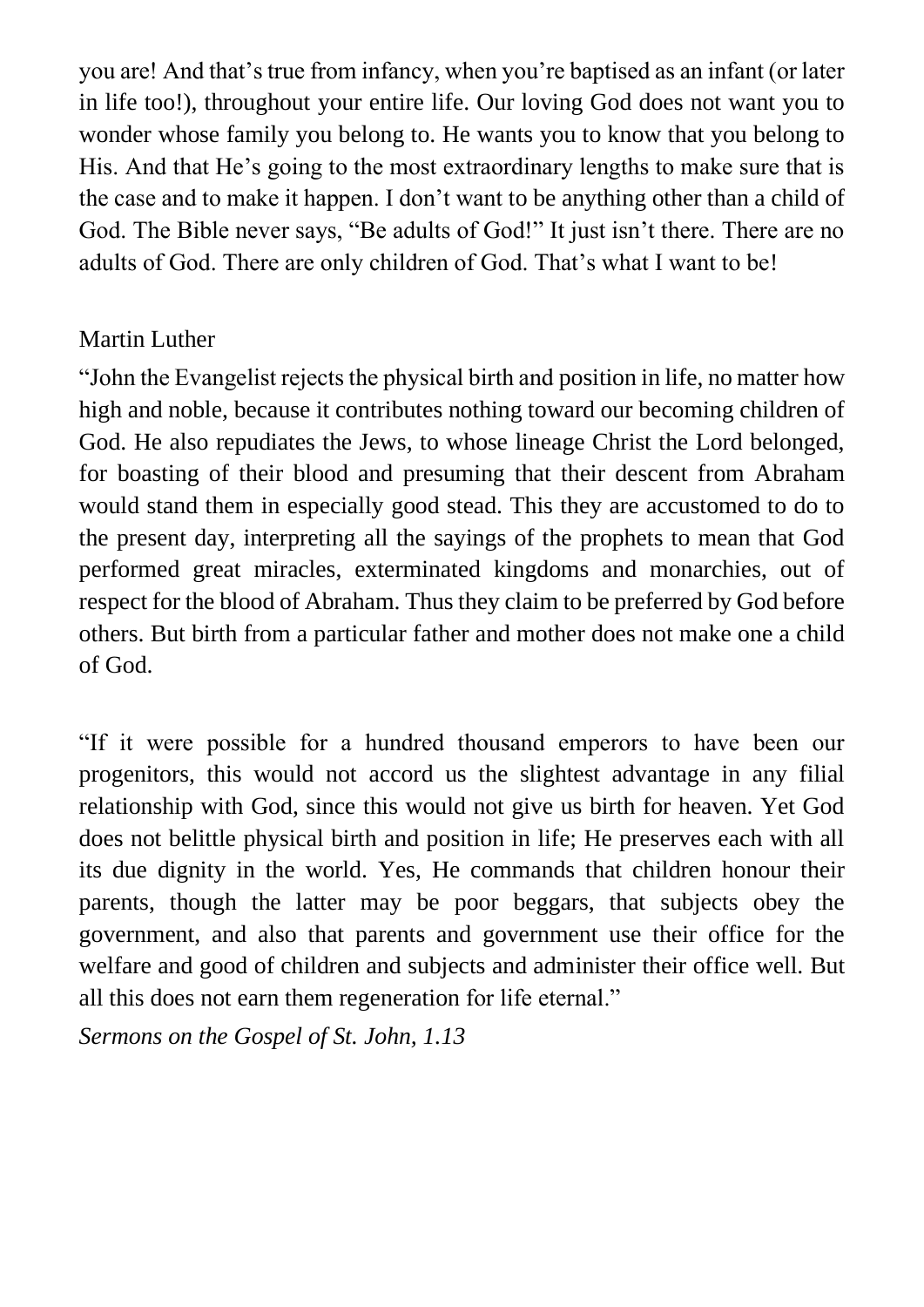you are! And that's true from infancy, when you're baptised as an infant (or later in life too!), throughout your entire life. Our loving God does not want you to wonder whose family you belong to. He wants you to know that you belong to His. And that He's going to the most extraordinary lengths to make sure that is the case and to make it happen. I don't want to be anything other than a child of God. The Bible never says, "Be adults of God!" It just isn't there. There are no adults of God. There are only children of God. That's what I want to be!

Martin Luther

"John the Evangelist rejects the physical birth and position in life, no matter how high and noble, because it contributes nothing toward our becoming children of God. He also repudiates the Jews, to whose lineage Christ the Lord belonged, for boasting of their blood and presuming that their descent from Abraham would stand them in especially good stead. This they are accustomed to do to the present day, interpreting all the sayings of the prophets to mean that God performed great miracles, exterminated kingdoms and monarchies, out of respect for the blood of Abraham. Thus they claim to be preferred by God before others. But birth from a particular father and mother does not make one a child of God.

"If it were possible for a hundred thousand emperors to have been our progenitors, this would not accord us the slightest advantage in any filial relationship with God, since this would not give us birth for heaven. Yet God does not belittle physical birth and position in life; He preserves each with all its due dignity in the world. Yes, He commands that children honour their parents, though the latter may be poor beggars, that subjects obey the government, and also that parents and government use their office for the welfare and good of children and subjects and administer their office well. But all this does not earn them regeneration for life eternal."

*Sermons on the Gospel of St. John, 1.13*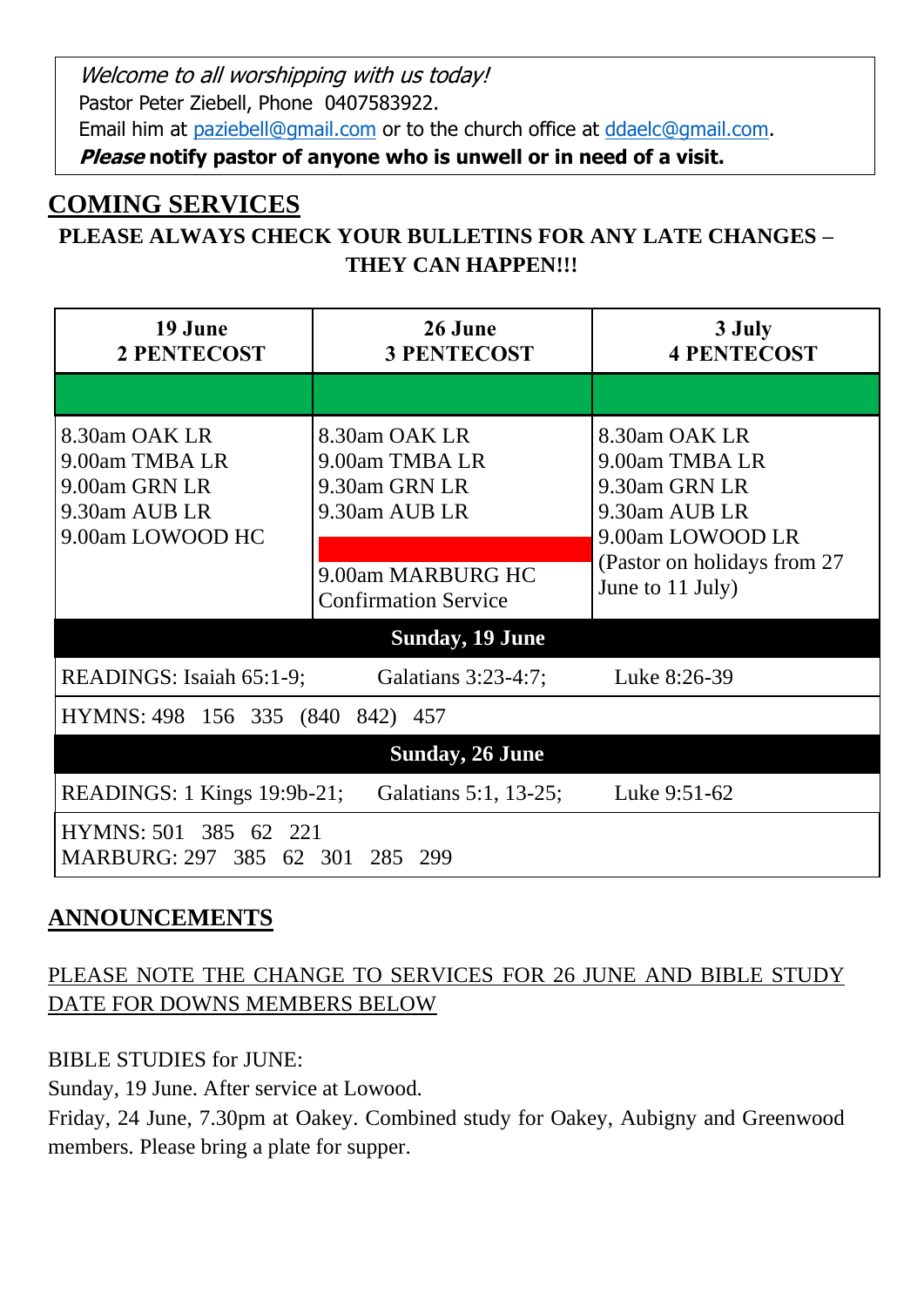*Welcome to all worshipping with us today!*
Pastor Peter Ziebell, Phone 0407583922.
Email him at paziebell@gmail.com or to the church office at ddaelc@gmail.com.
***Please* notify pastor of anyone who is unwell or in need of a visit.**

## COMING SERVICES

**PLEASE ALWAYS CHECK YOUR BULLETINS FOR ANY LATE CHANGES – THEY CAN HAPPEN!!!**

| 19 June<br>2 PENTECOST | 26 June<br>3 PENTECOST | 3 July<br>4 PENTECOST |
|---|---|---|
| | | |
| 8.30am OAK LR<br>9.00am TMBA LR<br>9.00am GRN LR<br>9.30am AUB LR<br>9.00am LOWOOD HC | 8.30am OAK LR<br>9.00am TMBA LR<br>9.30am GRN LR<br>9.30am AUB LR<br><br>9.00am MARBURG HC<br>Confirmation Service | 8.30am OAK LR<br>9.00am TMBA LR<br>9.30am GRN LR<br>9.30am AUB LR<br>9.00am LOWOOD LR<br>(Pastor on holidays from 27 June to 11 July) |
| **Sunday, 19 June** | | |
| READINGS: Isaiah 65:1-9; | Galatians 3:23-4:7; | Luke 8:26-39 |
| HYMNS: 498 156 335 (840 842) 457 | | |
| **Sunday, 26 June** | | |
| READINGS: 1 Kings 19:9b-21; | Galatians 5:1, 13-25; | Luke 9:51-62 |
| HYMNS: 501 385 62 221<br>MARBURG: 297 385 62 301 285 299 | | |

## ANNOUNCEMENTS

PLEASE NOTE THE CHANGE TO SERVICES FOR 26 JUNE AND BIBLE STUDY DATE FOR DOWNS MEMBERS BELOW

BIBLE STUDIES for JUNE:
Sunday, 19 June. After service at Lowood.
Friday, 24 June, 7.30pm at Oakey. Combined study for Oakey, Aubigny and Greenwood members. Please bring a plate for supper.